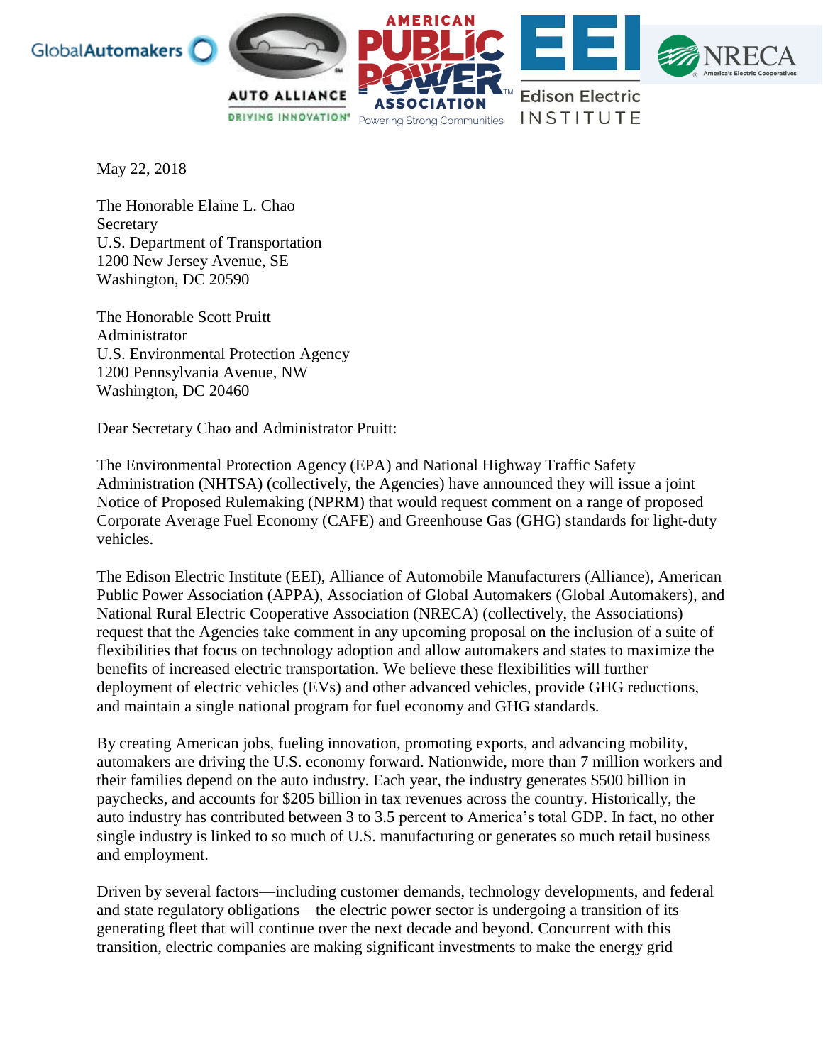May 22, 2018

The Honorable Elaine L. Chao
Secretary
U.S. Department of Transportation
1200 New Jersey Avenue, SE
Washington, DC 20590

The Honorable Scott Pruitt
Administrator
U.S. Environmental Protection Agency
1200 Pennsylvania Avenue, NW
Washington, DC 20460

Dear Secretary Chao and Administrator Pruitt:

The Environmental Protection Agency (EPA) and National Highway Traffic Safety Administration (NHTSA) (collectively, the Agencies) have announced they will issue a joint Notice of Proposed Rulemaking (NPRM) that would request comment on a range of proposed Corporate Average Fuel Economy (CAFE) and Greenhouse Gas (GHG) standards for light-duty vehicles.

The Edison Electric Institute (EEI), Alliance of Automobile Manufacturers (Alliance), American Public Power Association (APPA), Association of Global Automakers (Global Automakers), and National Rural Electric Cooperative Association (NRECA) (collectively, the Associations) request that the Agencies take comment in any upcoming proposal on the inclusion of a suite of flexibilities that focus on technology adoption and allow automakers and states to maximize the benefits of increased electric transportation. We believe these flexibilities will further deployment of electric vehicles (EVs) and other advanced vehicles, provide GHG reductions, and maintain a single national program for fuel economy and GHG standards.

By creating American jobs, fueling innovation, promoting exports, and advancing mobility, automakers are driving the U.S. economy forward. Nationwide, more than 7 million workers and their families depend on the auto industry. Each year, the industry generates $500 billion in paychecks, and accounts for $205 billion in tax revenues across the country. Historically, the auto industry has contributed between 3 to 3.5 percent to America's total GDP. In fact, no other single industry is linked to so much of U.S. manufacturing or generates so much retail business and employment.

Driven by several factors—including customer demands, technology developments, and federal and state regulatory obligations—the electric power sector is undergoing a transition of its generating fleet that will continue over the next decade and beyond. Concurrent with this transition, electric companies are making significant investments to make the energy grid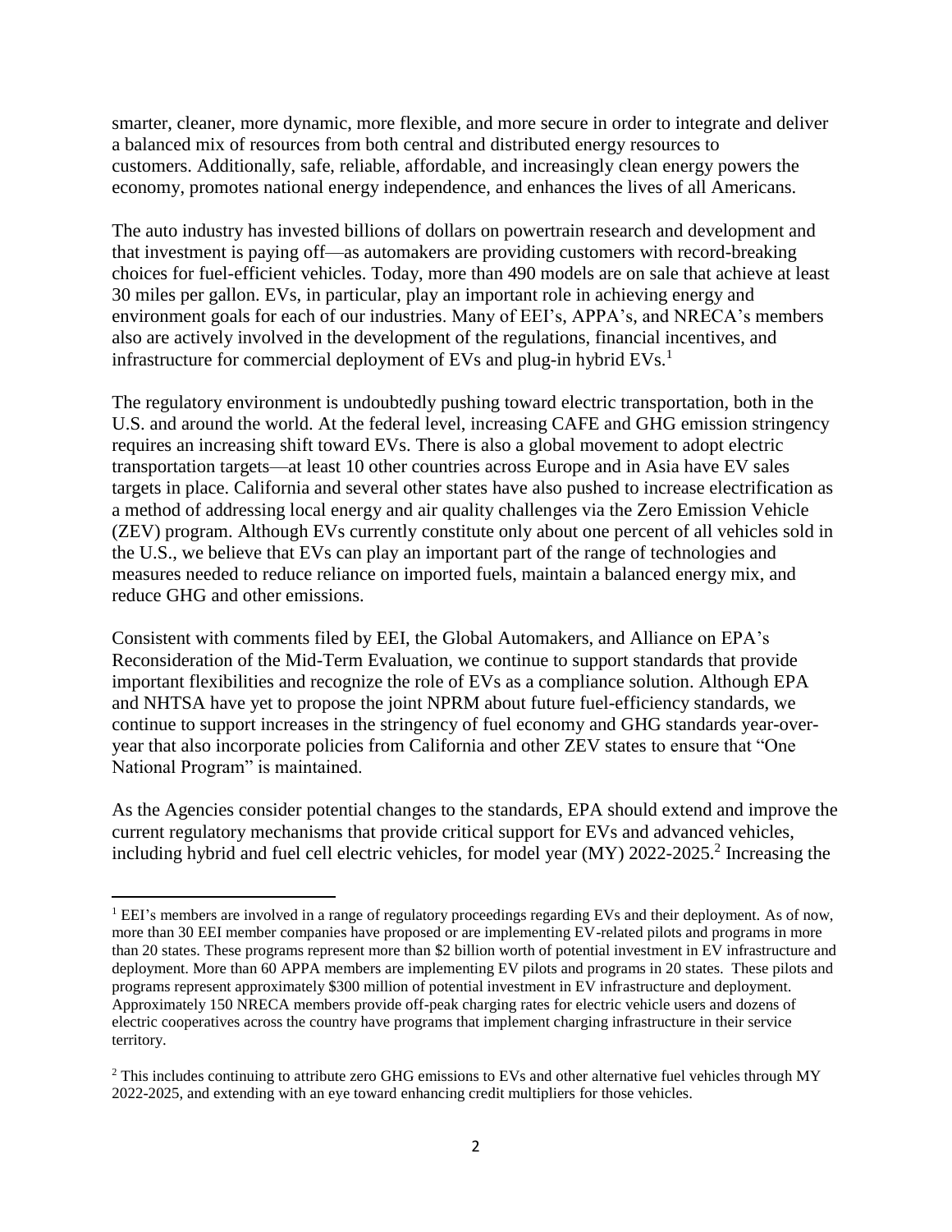smarter, cleaner, more dynamic, more flexible, and more secure in order to integrate and deliver a balanced mix of resources from both central and distributed energy resources to customers. Additionally, safe, reliable, affordable, and increasingly clean energy powers the economy, promotes national energy independence, and enhances the lives of all Americans.

The auto industry has invested billions of dollars on powertrain research and development and that investment is paying off—as automakers are providing customers with record-breaking choices for fuel-efficient vehicles. Today, more than 490 models are on sale that achieve at least 30 miles per gallon. EVs, in particular, play an important role in achieving energy and environment goals for each of our industries. Many of EEI's, APPA's, and NRECA's members also are actively involved in the development of the regulations, financial incentives, and infrastructure for commercial deployment of EVs and plug-in hybrid EVs.[1]

The regulatory environment is undoubtedly pushing toward electric transportation, both in the U.S. and around the world. At the federal level, increasing CAFE and GHG emission stringency requires an increasing shift toward EVs. There is also a global movement to adopt electric transportation targets—at least 10 other countries across Europe and in Asia have EV sales targets in place. California and several other states have also pushed to increase electrification as a method of addressing local energy and air quality challenges via the Zero Emission Vehicle (ZEV) program. Although EVs currently constitute only about one percent of all vehicles sold in the U.S., we believe that EVs can play an important part of the range of technologies and measures needed to reduce reliance on imported fuels, maintain a balanced energy mix, and reduce GHG and other emissions.

Consistent with comments filed by EEI, the Global Automakers, and Alliance on EPA's Reconsideration of the Mid-Term Evaluation, we continue to support standards that provide important flexibilities and recognize the role of EVs as a compliance solution. Although EPA and NHTSA have yet to propose the joint NPRM about future fuel-efficiency standards, we continue to support increases in the stringency of fuel economy and GHG standards year-over-year that also incorporate policies from California and other ZEV states to ensure that "One National Program" is maintained.

As the Agencies consider potential changes to the standards, EPA should extend and improve the current regulatory mechanisms that provide critical support for EVs and advanced vehicles, including hybrid and fuel cell electric vehicles, for model year (MY) 2022-2025.[2] Increasing the

---

[1] EEI's members are involved in a range of regulatory proceedings regarding EVs and their deployment. As of now, more than 30 EEI member companies have proposed or are implementing EV-related pilots and programs in more than 20 states. These programs represent more than $2 billion worth of potential investment in EV infrastructure and deployment. More than 60 APPA members are implementing EV pilots and programs in 20 states. These pilots and programs represent approximately $300 million of potential investment in EV infrastructure and deployment. Approximately 150 NRECA members provide off-peak charging rates for electric vehicle users and dozens of electric cooperatives across the country have programs that implement charging infrastructure in their service territory.

[2] This includes continuing to attribute zero GHG emissions to EVs and other alternative fuel vehicles through MY 2022-2025, and extending with an eye toward enhancing credit multipliers for those vehicles.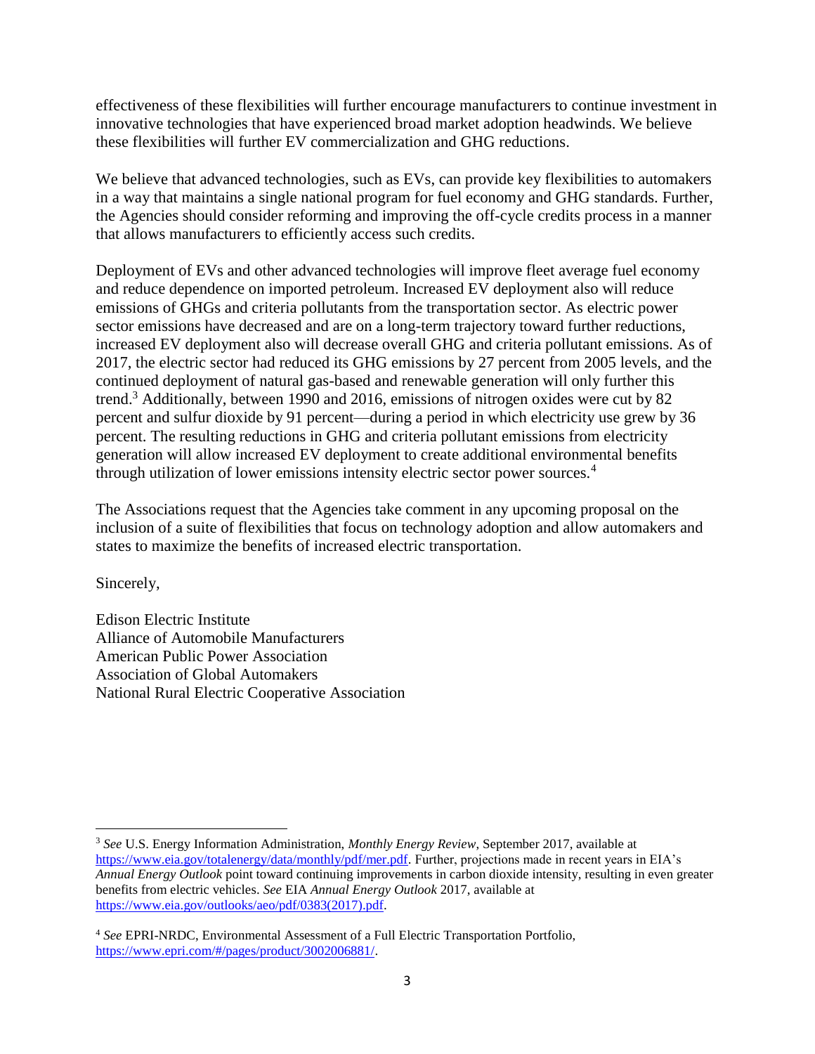effectiveness of these flexibilities will further encourage manufacturers to continue investment in innovative technologies that have experienced broad market adoption headwinds. We believe these flexibilities will further EV commercialization and GHG reductions.

We believe that advanced technologies, such as EVs, can provide key flexibilities to automakers in a way that maintains a single national program for fuel economy and GHG standards. Further, the Agencies should consider reforming and improving the off-cycle credits process in a manner that allows manufacturers to efficiently access such credits.

Deployment of EVs and other advanced technologies will improve fleet average fuel economy and reduce dependence on imported petroleum. Increased EV deployment also will reduce emissions of GHGs and criteria pollutants from the transportation sector. As electric power sector emissions have decreased and are on a long-term trajectory toward further reductions, increased EV deployment also will decrease overall GHG and criteria pollutant emissions. As of 2017, the electric sector had reduced its GHG emissions by 27 percent from 2005 levels, and the continued deployment of natural gas-based and renewable generation will only further this trend.[3] Additionally, between 1990 and 2016, emissions of nitrogen oxides were cut by 82 percent and sulfur dioxide by 91 percent—during a period in which electricity use grew by 36 percent. The resulting reductions in GHG and criteria pollutant emissions from electricity generation will allow increased EV deployment to create additional environmental benefits through utilization of lower emissions intensity electric sector power sources.[4]

The Associations request that the Agencies take comment in any upcoming proposal on the inclusion of a suite of flexibilities that focus on technology adoption and allow automakers and states to maximize the benefits of increased electric transportation.

Sincerely,

Edison Electric Institute
Alliance of Automobile Manufacturers
American Public Power Association
Association of Global Automakers
National Rural Electric Cooperative Association

---

[3] *See* U.S. Energy Information Administration, *Monthly Energy Review*, September 2017, available at https://www.eia.gov/totalenergy/data/monthly/pdf/mer.pdf. Further, projections made in recent years in EIA's *Annual Energy Outlook* point toward continuing improvements in carbon dioxide intensity, resulting in even greater benefits from electric vehicles. *See* EIA *Annual Energy Outlook* 2017, available at https://www.eia.gov/outlooks/aeo/pdf/0383(2017).pdf.

[4] *See* EPRI-NRDC, Environmental Assessment of a Full Electric Transportation Portfolio, https://www.epri.com/#/pages/product/3002006881/.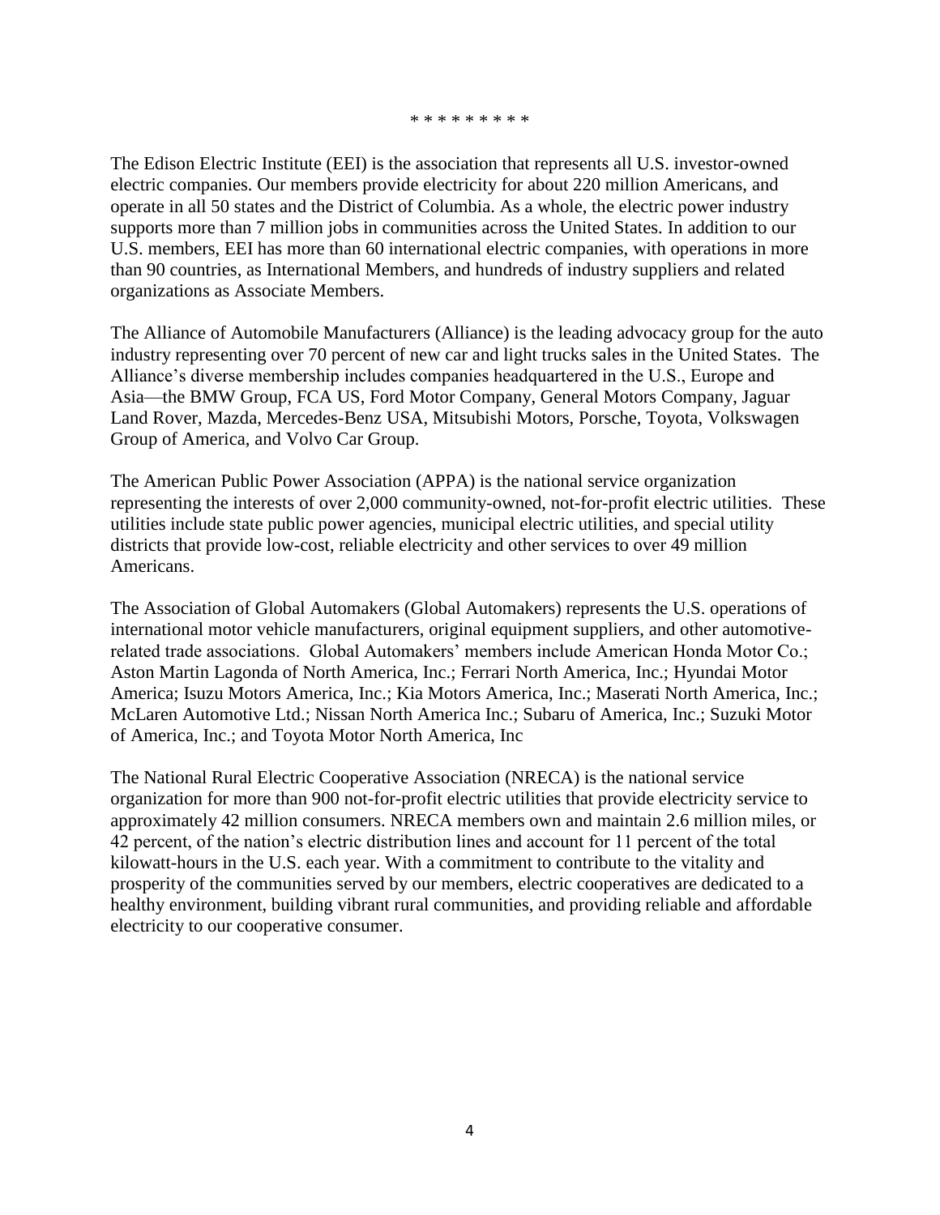\* \* \* \* \* \* \* \* \*

The Edison Electric Institute (EEI) is the association that represents all U.S. investor-owned electric companies. Our members provide electricity for about 220 million Americans, and operate in all 50 states and the District of Columbia. As a whole, the electric power industry supports more than 7 million jobs in communities across the United States. In addition to our U.S. members, EEI has more than 60 international electric companies, with operations in more than 90 countries, as International Members, and hundreds of industry suppliers and related organizations as Associate Members.

The Alliance of Automobile Manufacturers (Alliance) is the leading advocacy group for the auto industry representing over 70 percent of new car and light trucks sales in the United States. The Alliance's diverse membership includes companies headquartered in the U.S., Europe and Asia—the BMW Group, FCA US, Ford Motor Company, General Motors Company, Jaguar Land Rover, Mazda, Mercedes-Benz USA, Mitsubishi Motors, Porsche, Toyota, Volkswagen Group of America, and Volvo Car Group.

The American Public Power Association (APPA) is the national service organization representing the interests of over 2,000 community-owned, not-for-profit electric utilities. These utilities include state public power agencies, municipal electric utilities, and special utility districts that provide low-cost, reliable electricity and other services to over 49 million Americans.

The Association of Global Automakers (Global Automakers) represents the U.S. operations of international motor vehicle manufacturers, original equipment suppliers, and other automotive-related trade associations. Global Automakers' members include American Honda Motor Co.; Aston Martin Lagonda of North America, Inc.; Ferrari North America, Inc.; Hyundai Motor America; Isuzu Motors America, Inc.; Kia Motors America, Inc.; Maserati North America, Inc.; McLaren Automotive Ltd.; Nissan North America Inc.; Subaru of America, Inc.; Suzuki Motor of America, Inc.; and Toyota Motor North America, Inc

The National Rural Electric Cooperative Association (NRECA) is the national service organization for more than 900 not-for-profit electric utilities that provide electricity service to approximately 42 million consumers. NRECA members own and maintain 2.6 million miles, or 42 percent, of the nation's electric distribution lines and account for 11 percent of the total kilowatt-hours in the U.S. each year. With a commitment to contribute to the vitality and prosperity of the communities served by our members, electric cooperatives are dedicated to a healthy environment, building vibrant rural communities, and providing reliable and affordable electricity to our cooperative consumer.